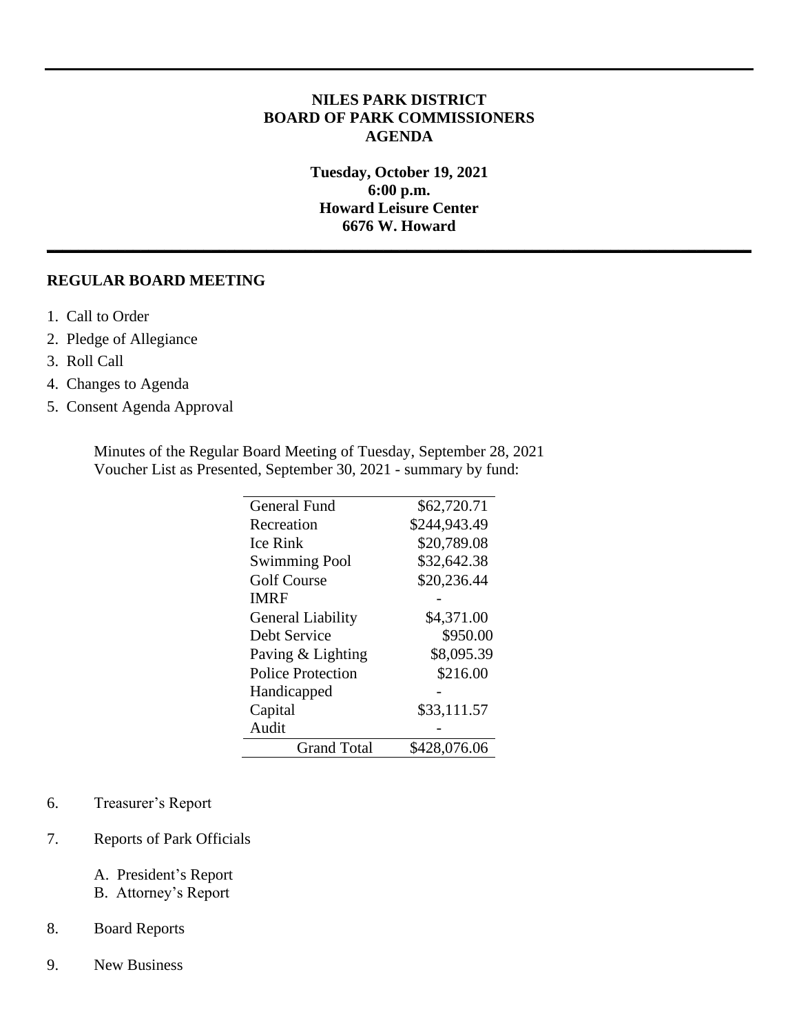# NILES PARK DISTRICT
# BOARD OF PARK COMMISSIONERS
# AGENDA

**Tuesday, October 19, 2021**
**6:00 p.m.**
**Howard Leisure Center**
**6676 W. Howard**

---

## REGULAR BOARD MEETING

1. Call to Order
2. Pledge of Allegiance
3. Roll Call
4. Changes to Agenda
5. Consent Agenda Approval

Minutes of the Regular Board Meeting of Tuesday, September 28, 2021
Voucher List as Presented, September 30, 2021 - summary by fund:

| Fund | Amount |
|---|---|
| General Fund | $62,720.71 |
| Recreation | $244,943.49 |
| Ice Rink | $20,789.08 |
| Swimming Pool | $32,642.38 |
| Golf Course | $20,236.44 |
| IMRF | - |
| General Liability | $4,371.00 |
| Debt Service | $950.00 |
| Paving & Lighting | $8,095.39 |
| Police Protection | $216.00 |
| Handicapped | - |
| Capital | $33,111.57 |
| Audit | - |
| Grand Total | $428,076.06 |

6. Treasurer's Report

7. Reports of Park Officials

   A. President's Report
   B. Attorney's Report

8. Board Reports

9. New Business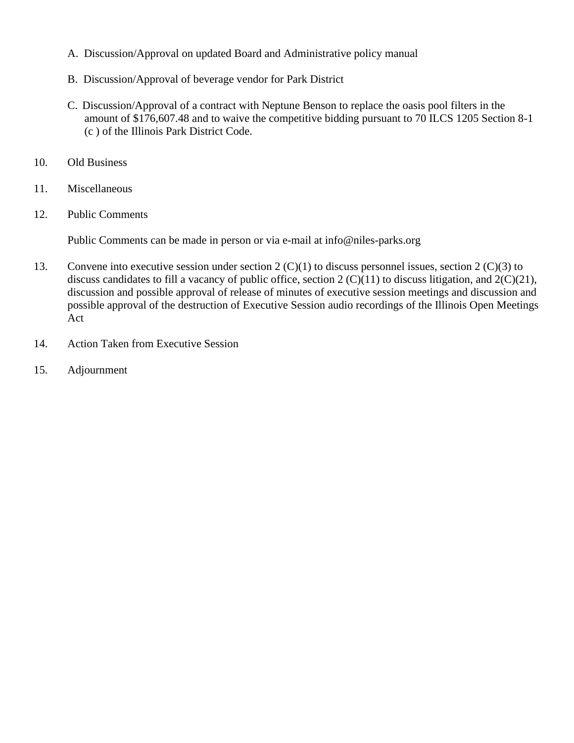A. Discussion/Approval on updated Board and Administrative policy manual

B. Discussion/Approval of beverage vendor for Park District

C. Discussion/Approval of a contract with Neptune Benson to replace the oasis pool filters in the amount of $176,607.48 and to waive the competitive bidding pursuant to 70 ILCS 1205 Section 8-1 (c ) of the Illinois Park District Code.

10. Old Business

11. Miscellaneous

12. Public Comments

    Public Comments can be made in person or via e-mail at info@niles-parks.org

13. Convene into executive session under section 2 (C)(1) to discuss personnel issues, section 2 (C)(3) to discuss candidates to fill a vacancy of public office, section 2 (C)(11) to discuss litigation, and 2(C)(21), discussion and possible approval of release of minutes of executive session meetings and discussion and possible approval of the destruction of Executive Session audio recordings of the Illinois Open Meetings Act

14. Action Taken from Executive Session

15. Adjournment